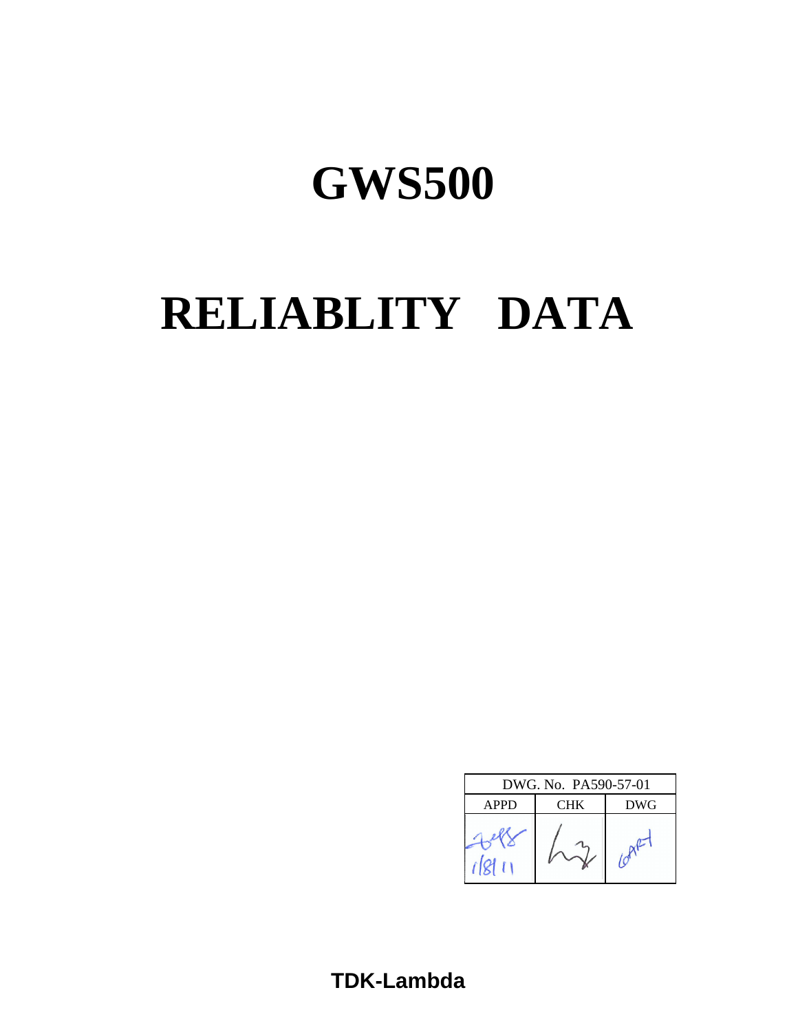# GWS500

# RELIABLITY DATA

| DWG. No. PA590-57-01 | | |
|---|---|---|
| APPD | CHK | DWG |
| 1/8/11 | | |

**TDK-Lambda**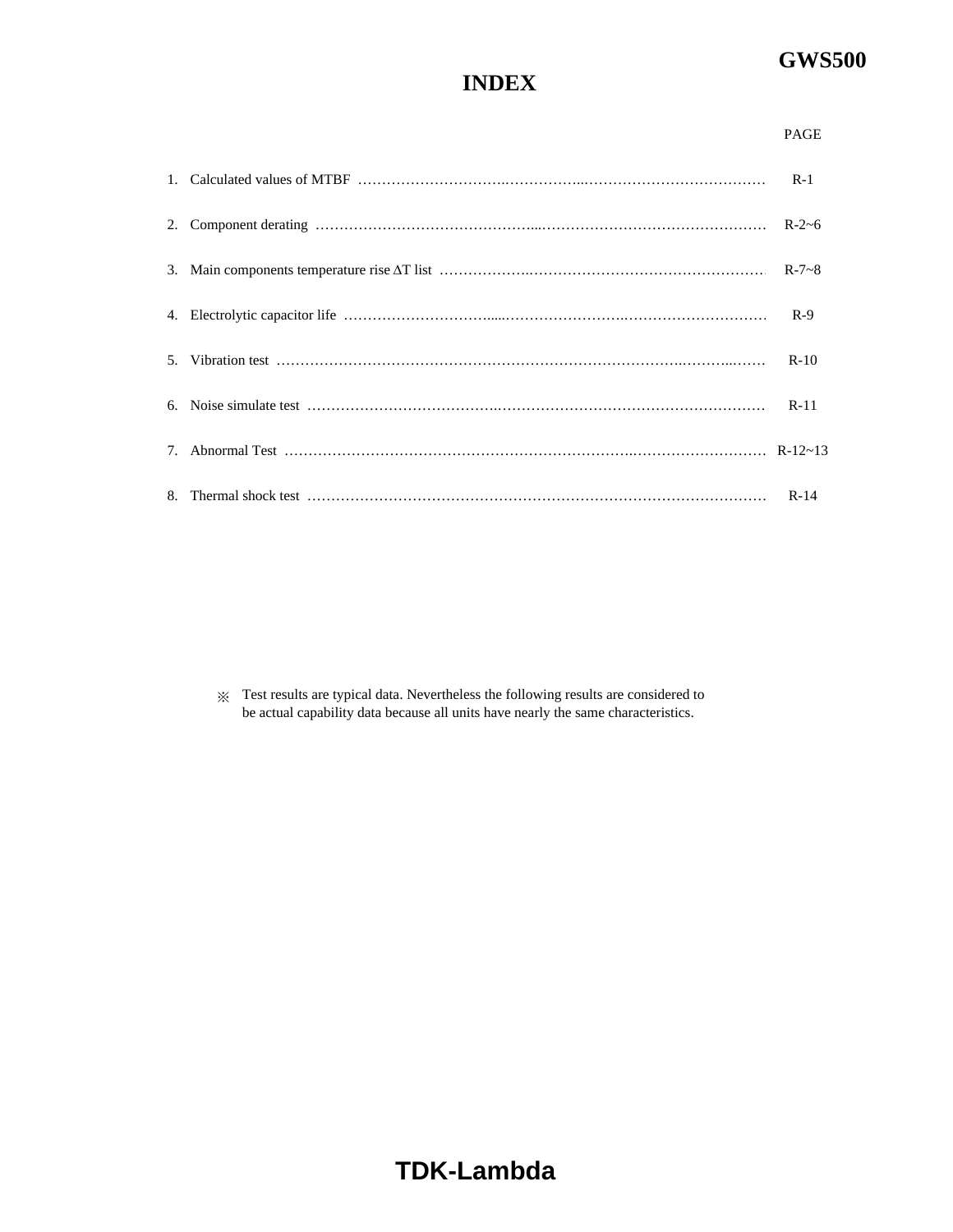# INDEX

| | PAGE |
|---|---|
| 1. Calculated values of MTBF | R-1 |
| 2. Component derating | R-2~6 |
| 3. Main components temperature rise ΔT list | R-7~8 |
| 4. Electrolytic capacitor life | R-9 |
| 5. Vibration test | R-10 |
| 6. Noise simulate test | R-11 |
| 7. Abnormal Test | R-12~13 |
| 8. Thermal shock test | R-14 |

※ Test results are typical data. Nevertheless the following results are considered to be actual capability data because all units have nearly the same characteristics.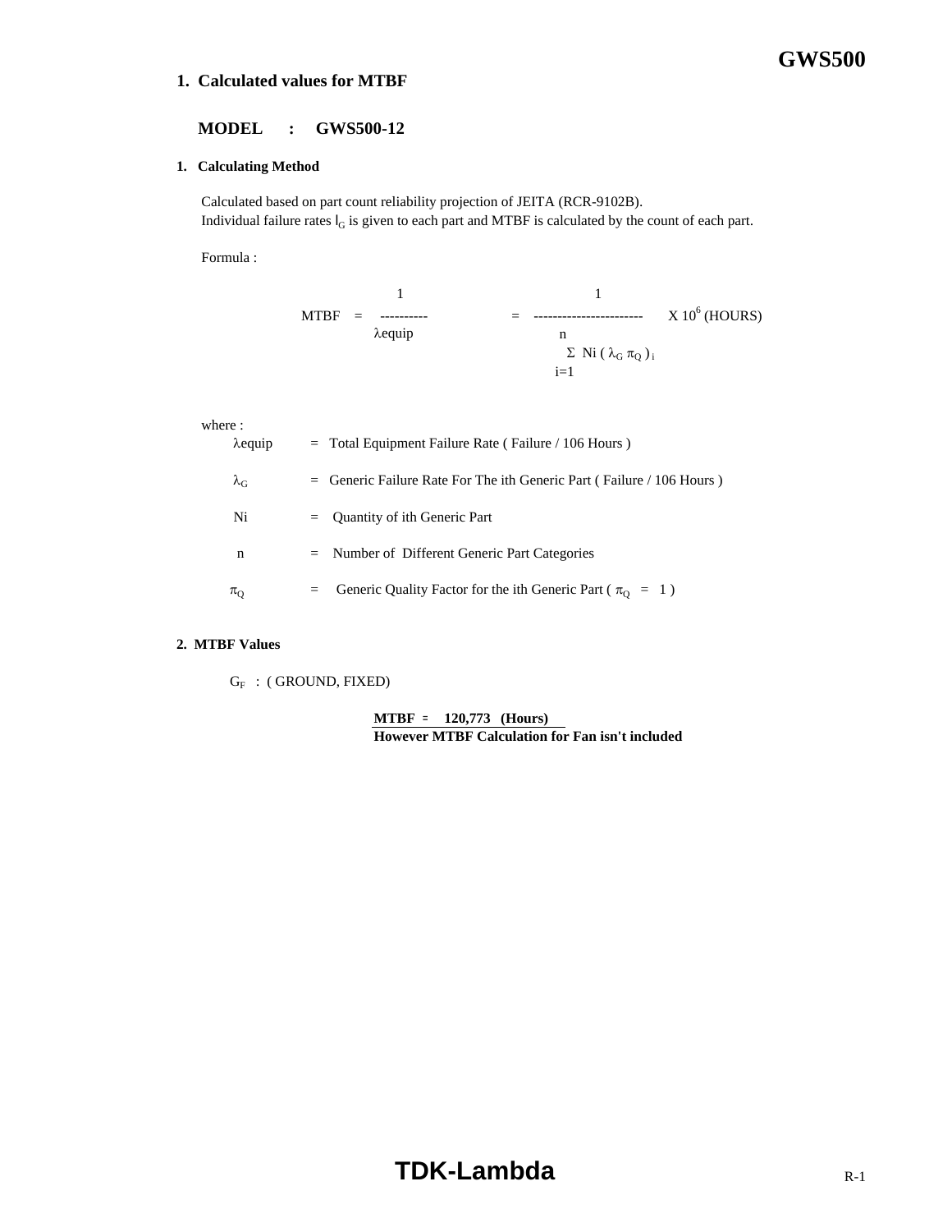## 1. Calculated values for MTBF

**MODEL : GWS500-12**

### 1. Calculating Method

Calculated based on part count reliability projection of JEITA (RCR-9102B).
Individual failure rates $l_G$ is given to each part and MTBF is calculated by the count of each part.

Formula :

$$\text{MTBF} = \frac{1}{\lambda \text{equip}} = \frac{1}{\sum_{i=1}^{n} N_i (\lambda_G \pi_Q)_i} \times 10^6 \text{ (HOURS)}$$

where :

- $\lambda$equip = Total Equipment Failure Rate ( Failure / 106 Hours )
- $\lambda_G$ = Generic Failure Rate For The ith Generic Part ( Failure / 106 Hours )
- Ni = Quantity of ith Generic Part
- n = Number of Different Generic Part Categories
- $\pi_Q$ = Generic Quality Factor for the ith Generic Part ( $\pi_Q$ = 1 )

### 2. MTBF Values

$G_F$ : ( GROUND, FIXED)

**MTBF = 120,773 (Hours)**
**However MTBF Calculation for Fan isn't included**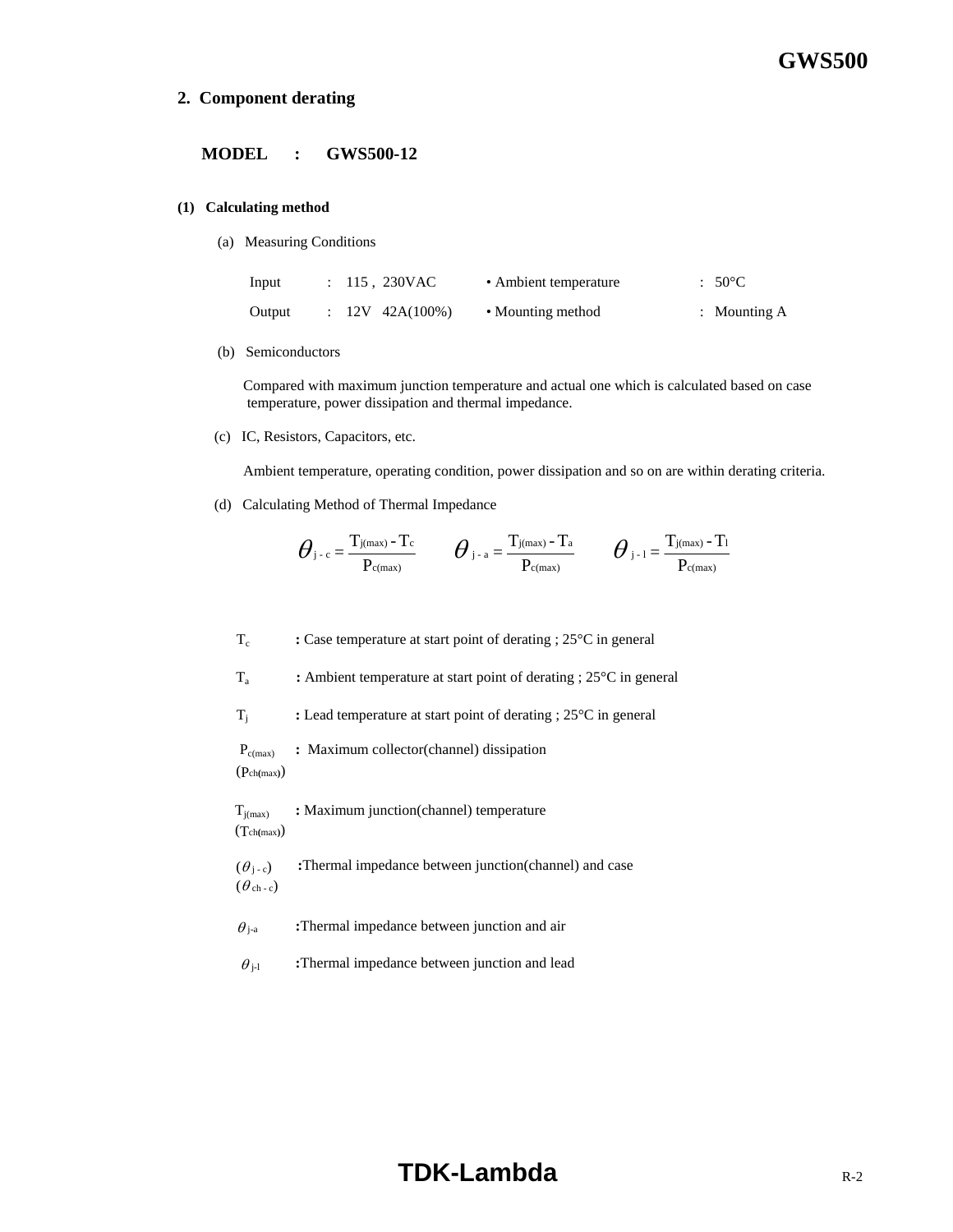## 2. Component derating

**MODEL : GWS500-12**

### (1) Calculating method

(a) Measuring Conditions

| Input | : 115 , 230VAC | • Ambient temperature | : 50°C |
|---|---|---|---|
| Output | : 12V 42A(100%) | • Mounting method | : Mounting A |

(b) Semiconductors

Compared with maximum junction temperature and actual one which is calculated based on case temperature, power dissipation and thermal impedance.

(c) IC, Resistors, Capacitors, etc.

Ambient temperature, operating condition, power dissipation and so on are within derating criteria.

(d) Calculating Method of Thermal Impedance

$$\theta_{j-c} = \frac{T_{j(max)} - T_c}{P_{c(max)}} \qquad \theta_{j-a} = \frac{T_{j(max)} - T_a}{P_{c(max)}} \qquad \theta_{j-l} = \frac{T_{j(max)} - T_l}{P_{c(max)}}$$

$T_c$ **:** Case temperature at start point of derating ; 25°C in general

$T_a$ **:** Ambient temperature at start point of derating ; 25°C in general

$T_j$ **:** Lead temperature at start point of derating ; 25°C in general

$P_{c(max)}$ ($P_{ch(max)}$) **:** Maximum collector(channel) dissipation

$T_{j(max)}$ ($T_{ch(max)}$) **:** Maximum junction(channel) temperature

($\theta_{j-c}$) ($\theta_{ch-c}$) **:** Thermal impedance between junction(channel) and case

$\theta_{j-a}$ **:** Thermal impedance between junction and air

$\theta_{j-l}$ **:** Thermal impedance between junction and lead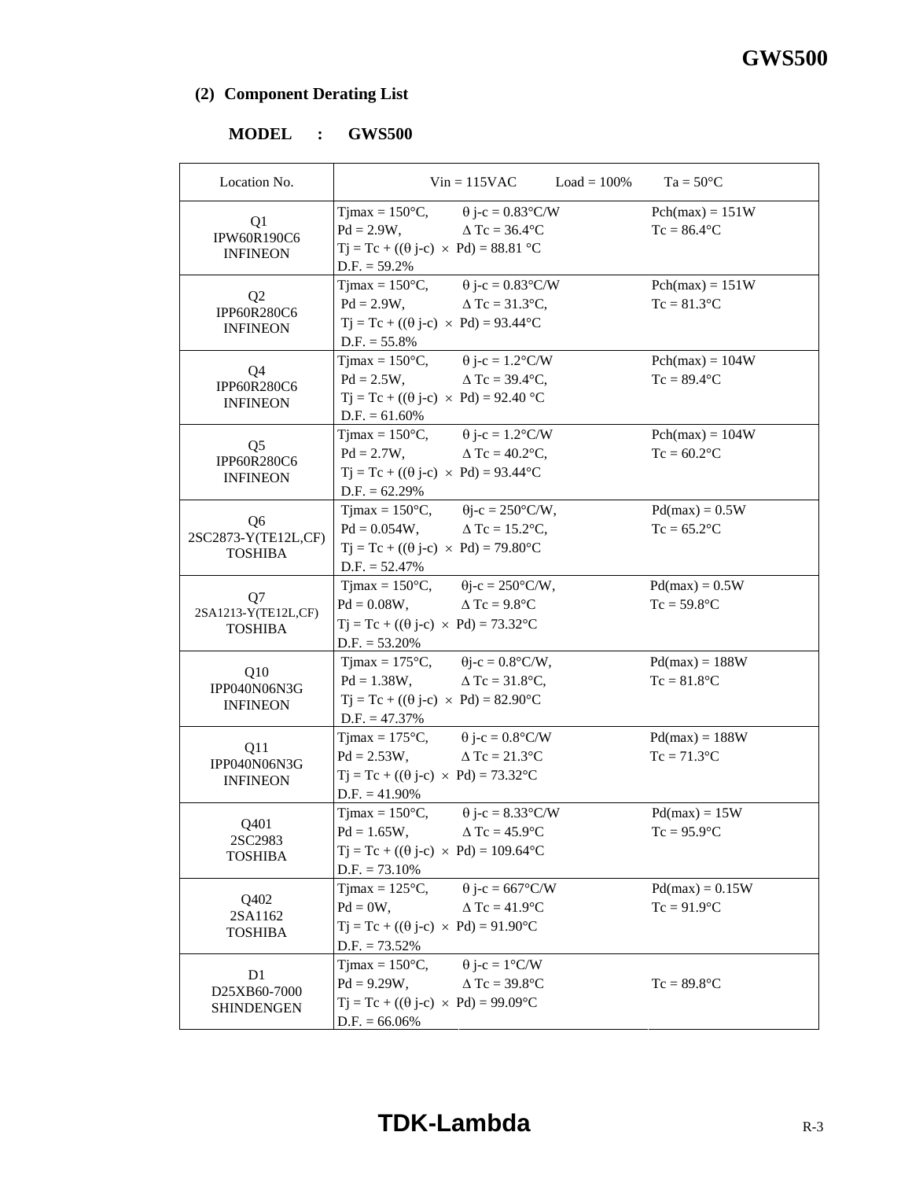## (2) Component Derating List

**MODEL : GWS500**

| Location No. | Vin = 115VAC Load = 100% Ta = 50°C | | |
|---|---|---|---|
| Q1<br>IPW60R190C6<br>INFINEON | Tjmax = 150°C,<br>Pd = 2.9W,<br>Tj = Tc + ((θ j-c) × Pd) = 88.81 °C<br>D.F. = 59.2% | θ j-c = 0.83°C/W<br>Δ Tc = 36.4°C | Pch(max) = 151W<br>Tc = 86.4°C |
| Q2<br>IPP60R280C6<br>INFINEON | Tjmax = 150°C,<br>Pd = 2.9W,<br>Tj = Tc + ((θ j-c) × Pd) = 93.44°C<br>D.F. = 55.8% | θ j-c = 0.83°C/W<br>Δ Tc = 31.3°C, | Pch(max) = 151W<br>Tc = 81.3°C |
| Q4<br>IPP60R280C6<br>INFINEON | Tjmax = 150°C,<br>Pd = 2.5W,<br>Tj = Tc + ((θ j-c) × Pd) = 92.40 °C<br>D.F. = 61.60% | θ j-c = 1.2°C/W<br>Δ Tc = 39.4°C, | Pch(max) = 104W<br>Tc = 89.4°C |
| Q5<br>IPP60R280C6<br>INFINEON | Tjmax = 150°C,<br>Pd = 2.7W,<br>Tj = Tc + ((θ j-c) × Pd) = 93.44°C<br>D.F. = 62.29% | θ j-c = 1.2°C/W<br>Δ Tc = 40.2°C, | Pch(max) = 104W<br>Tc = 60.2°C |
| Q6<br>2SC2873-Y(TE12L,CF)<br>TOSHIBA | Tjmax = 150°C,<br>Pd = 0.054W,<br>Tj = Tc + ((θ j-c) × Pd) = 79.80°C<br>D.F. = 52.47% | θj-c = 250°C/W,<br>Δ Tc = 15.2°C, | Pd(max) = 0.5W<br>Tc = 65.2°C |
| Q7<br>2SA1213-Y(TE12L,CF)<br>TOSHIBA | Tjmax = 150°C,<br>Pd = 0.08W,<br>Tj = Tc + ((θ j-c) × Pd) = 73.32°C<br>D.F. = 53.20% | θj-c = 250°C/W,<br>Δ Tc = 9.8°C | Pd(max) = 0.5W<br>Tc = 59.8°C |
| Q10<br>IPP040N06N3G<br>INFINEON | Tjmax = 175°C,<br>Pd = 1.38W,<br>Tj = Tc + ((θ j-c) × Pd) = 82.90°C<br>D.F. = 47.37% | θj-c = 0.8°C/W,<br>Δ Tc = 31.8°C, | Pd(max) = 188W<br>Tc = 81.8°C |
| Q11<br>IPP040N06N3G<br>INFINEON | Tjmax = 175°C,<br>Pd = 2.53W,<br>Tj = Tc + ((θ j-c) × Pd) = 73.32°C<br>D.F. = 41.90% | θ j-c = 0.8°C/W<br>Δ Tc = 21.3°C | Pd(max) = 188W<br>Tc = 71.3°C |
| Q401<br>2SC2983<br>TOSHIBA | Tjmax = 150°C,<br>Pd = 1.65W,<br>Tj = Tc + ((θ j-c) × Pd) = 109.64°C<br>D.F. = 73.10% | θ j-c = 8.33°C/W<br>Δ Tc = 45.9°C | Pd(max) = 15W<br>Tc = 95.9°C |
| Q402<br>2SA1162<br>TOSHIBA | Tjmax = 125°C,<br>Pd = 0W,<br>Tj = Tc + ((θ j-c) × Pd) = 91.90°C<br>D.F. = 73.52% | θ j-c = 667°C/W<br>Δ Tc = 41.9°C | Pd(max) = 0.15W<br>Tc = 91.9°C |
| D1<br>D25XB60-7000<br>SHINDENGEN | Tjmax = 150°C,<br>Pd = 9.29W,<br>Tj = Tc + ((θ j-c) × Pd) = 99.09°C<br>D.F. = 66.06% | θ j-c = 1°C/W<br>Δ Tc = 39.8°C | Tc = 89.8°C |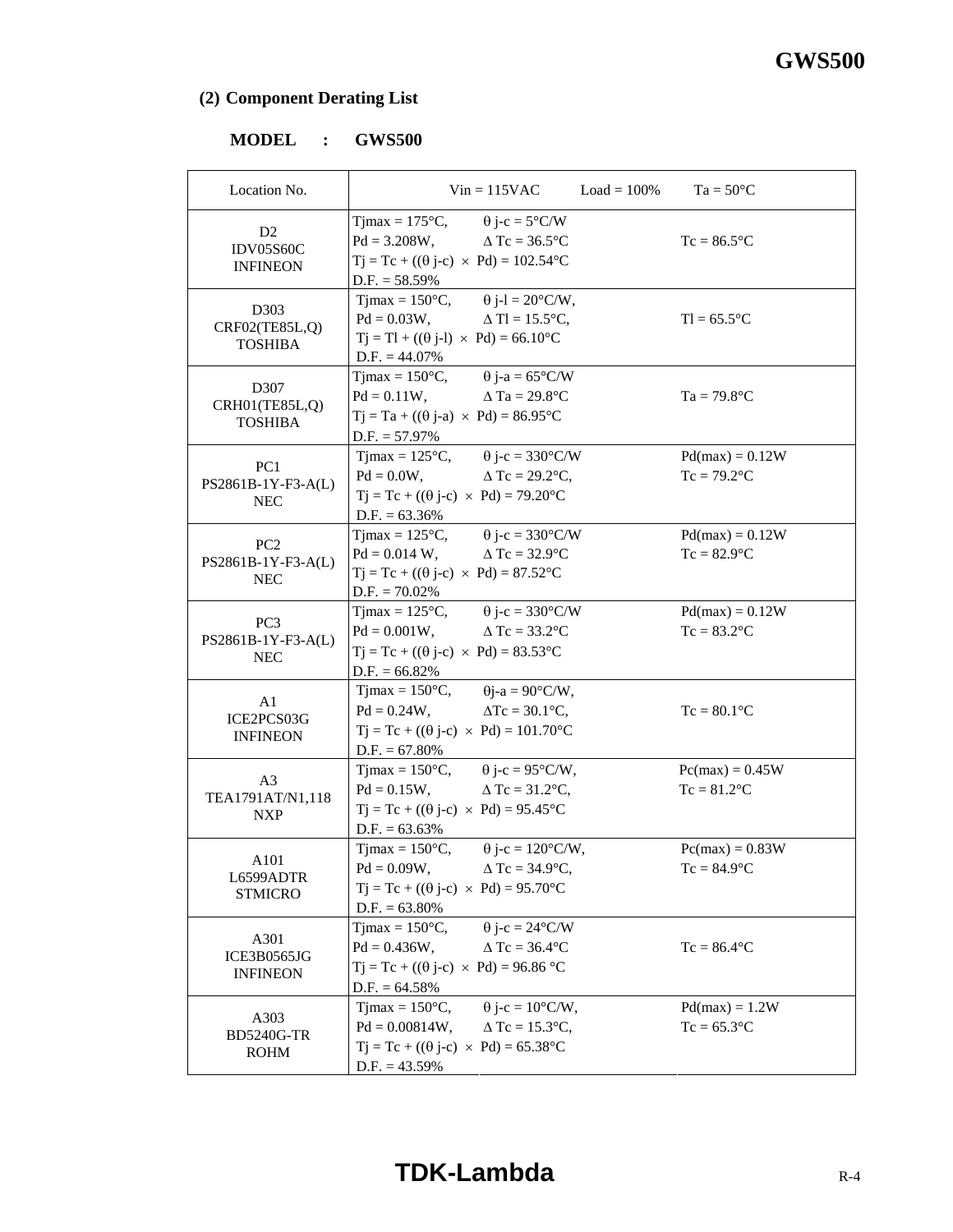## (2) Component Derating List

**MODEL : GWS500**

| Location No. | Vin = 115VAC Load = 100% Ta = 50°C | |
|---|---|---|
| D2<br>IDV05S60C<br>INFINEON | Tjmax = 175°C, θ j-c = 5°C/W<br>Pd = 3.208W, Δ Tc = 36.5°C<br>Tj = Tc + ((θ j-c) × Pd) = 102.54°C<br>D.F. = 58.59% | Tc = 86.5°C |
| D303<br>CRF02(TE85L,Q)<br>TOSHIBA | Tjmax = 150°C, θ j-l = 20°C/W,<br>Pd = 0.03W, Δ Tl = 15.5°C,<br>Tj = Tl + ((θ j-l) × Pd) = 66.10°C<br>D.F. = 44.07% | Tl = 65.5°C |
| D307<br>CRH01(TE85L,Q)<br>TOSHIBA | Tjmax = 150°C, θ j-a = 65°C/W<br>Pd = 0.11W, Δ Ta = 29.8°C<br>Tj = Ta + ((θ j-a) × Pd) = 86.95°C<br>D.F. = 57.97% | Ta = 79.8°C |
| PC1<br>PS2861B-1Y-F3-A(L)<br>NEC | Tjmax = 125°C, θ j-c = 330°C/W<br>Pd = 0.0W, Δ Tc = 29.2°C,<br>Tj = Tc + ((θ j-c) × Pd) = 79.20°C<br>D.F. = 63.36% | Pd(max) = 0.12W<br>Tc = 79.2°C |
| PC2<br>PS2861B-1Y-F3-A(L)<br>NEC | Tjmax = 125°C, θ j-c = 330°C/W<br>Pd = 0.014 W, Δ Tc = 32.9°C<br>Tj = Tc + ((θ j-c) × Pd) = 87.52°C<br>D.F. = 70.02% | Pd(max) = 0.12W<br>Tc = 82.9°C |
| PC3<br>PS2861B-1Y-F3-A(L)<br>NEC | Tjmax = 125°C, θ j-c = 330°C/W<br>Pd = 0.001W, Δ Tc = 33.2°C<br>Tj = Tc + ((θ j-c) × Pd) = 83.53°C<br>D.F. = 66.82% | Pd(max) = 0.12W<br>Tc = 83.2°C |
| A1<br>ICE2PCS03G<br>INFINEON | Tjmax = 150°C, θj-a = 90°C/W,<br>Pd = 0.24W, ΔTc = 30.1°C,<br>Tj = Tc + ((θ j-c) × Pd) = 101.70°C<br>D.F. = 67.80% | Tc = 80.1°C |
| A3<br>TEA1791AT/N1,118<br>NXP | Tjmax = 150°C, θ j-c = 95°C/W,<br>Pd = 0.15W, Δ Tc = 31.2°C,<br>Tj = Tc + ((θ j-c) × Pd) = 95.45°C<br>D.F. = 63.63% | Pc(max) = 0.45W<br>Tc = 81.2°C |
| A101<br>L6599ADTR<br>STMICRO | Tjmax = 150°C, θ j-c = 120°C/W,<br>Pd = 0.09W, Δ Tc = 34.9°C,<br>Tj = Tc + ((θ j-c) × Pd) = 95.70°C<br>D.F. = 63.80% | Pc(max) = 0.83W<br>Tc = 84.9°C |
| A301<br>ICE3B0565JG<br>INFINEON | Tjmax = 150°C, θ j-c = 24°C/W<br>Pd = 0.436W, Δ Tc = 36.4°C<br>Tj = Tc + ((θ j-c) × Pd) = 96.86 °C<br>D.F. = 64.58% | Tc = 86.4°C |
| A303<br>BD5240G-TR<br>ROHM | Tjmax = 150°C, θ j-c = 10°C/W,<br>Pd = 0.00814W, Δ Tc = 15.3°C,<br>Tj = Tc + ((θ j-c) × Pd) = 65.38°C<br>D.F. = 43.59% | Pd(max) = 1.2W<br>Tc = 65.3°C |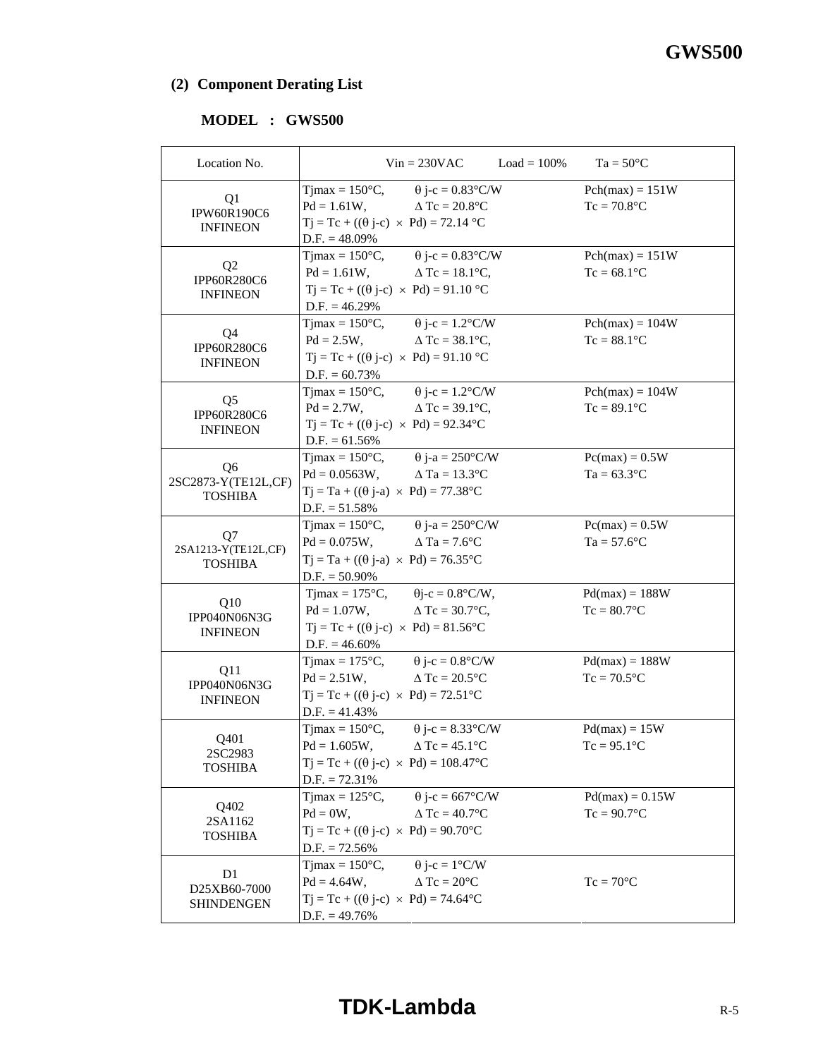## (2) Component Derating List

**MODEL : GWS500**

| Location No. | Vin = 230VAC Load = 100% Ta = 50°C |
|---|---|
| Q1<br>IPW60R190C6<br>INFINEON | Tjmax = 150°C, θ j-c = 0.83°C/W Pch(max) = 151W<br>Pd = 1.61W, Δ Tc = 20.8°C Tc = 70.8°C<br>Tj = Tc + ((θ j-c) × Pd) = 72.14 °C<br>D.F. = 48.09% |
| Q2<br>IPP60R280C6<br>INFINEON | Tjmax = 150°C, θ j-c = 0.83°C/W Pch(max) = 151W<br>Pd = 1.61W, Δ Tc = 18.1°C, Tc = 68.1°C<br>Tj = Tc + ((θ j-c) × Pd) = 91.10 °C<br>D.F. = 46.29% |
| Q4<br>IPP60R280C6<br>INFINEON | Tjmax = 150°C, θ j-c = 1.2°C/W Pch(max) = 104W<br>Pd = 2.5W, Δ Tc = 38.1°C, Tc = 88.1°C<br>Tj = Tc + ((θ j-c) × Pd) = 91.10 °C<br>D.F. = 60.73% |
| Q5<br>IPP60R280C6<br>INFINEON | Tjmax = 150°C, θ j-c = 1.2°C/W Pch(max) = 104W<br>Pd = 2.7W, Δ Tc = 39.1°C, Tc = 89.1°C<br>Tj = Tc + ((θ j-c) × Pd) = 92.34°C<br>D.F. = 61.56% |
| Q6<br>2SC2873-Y(TE12L,CF)<br>TOSHIBA | Tjmax = 150°C, θ j-a = 250°C/W Pc(max) = 0.5W<br>Pd = 0.0563W, Δ Ta = 13.3°C Ta = 63.3°C<br>Tj = Ta + ((θ j-a) × Pd) = 77.38°C<br>D.F. = 51.58% |
| Q7<br>2SA1213-Y(TE12L,CF)<br>TOSHIBA | Tjmax = 150°C, θ j-a = 250°C/W Pc(max) = 0.5W<br>Pd = 0.075W, Δ Ta = 7.6°C Ta = 57.6°C<br>Tj = Ta + ((θ j-a) × Pd) = 76.35°C<br>D.F. = 50.90% |
| Q10<br>IPP040N06N3G<br>INFINEON | Tjmax = 175°C, θj-c = 0.8°C/W, Pd(max) = 188W<br>Pd = 1.07W, Δ Tc = 30.7°C, Tc = 80.7°C<br>Tj = Tc + ((θ j-c) × Pd) = 81.56°C<br>D.F. = 46.60% |
| Q11<br>IPP040N06N3G<br>INFINEON | Tjmax = 175°C, θ j-c = 0.8°C/W Pd(max) = 188W<br>Pd = 2.51W, Δ Tc = 20.5°C Tc = 70.5°C<br>Tj = Tc + ((θ j-c) × Pd) = 72.51°C<br>D.F. = 41.43% |
| Q401<br>2SC2983<br>TOSHIBA | Tjmax = 150°C, θ j-c = 8.33°C/W Pd(max) = 15W<br>Pd = 1.605W, Δ Tc = 45.1°C Tc = 95.1°C<br>Tj = Tc + ((θ j-c) × Pd) = 108.47°C<br>D.F. = 72.31% |
| Q402<br>2SA1162<br>TOSHIBA | Tjmax = 125°C, θ j-c = 667°C/W Pd(max) = 0.15W<br>Pd = 0W, Δ Tc = 40.7°C Tc = 90.7°C<br>Tj = Tc + ((θ j-c) × Pd) = 90.70°C<br>D.F. = 72.56% |
| D1<br>D25XB60-7000<br>SHINDENGEN | Tjmax = 150°C, θ j-c = 1°C/W<br>Pd = 4.64W, Δ Tc = 20°C Tc = 70°C<br>Tj = Tc + ((θ j-c) × Pd) = 74.64°C<br>D.F. = 49.76% |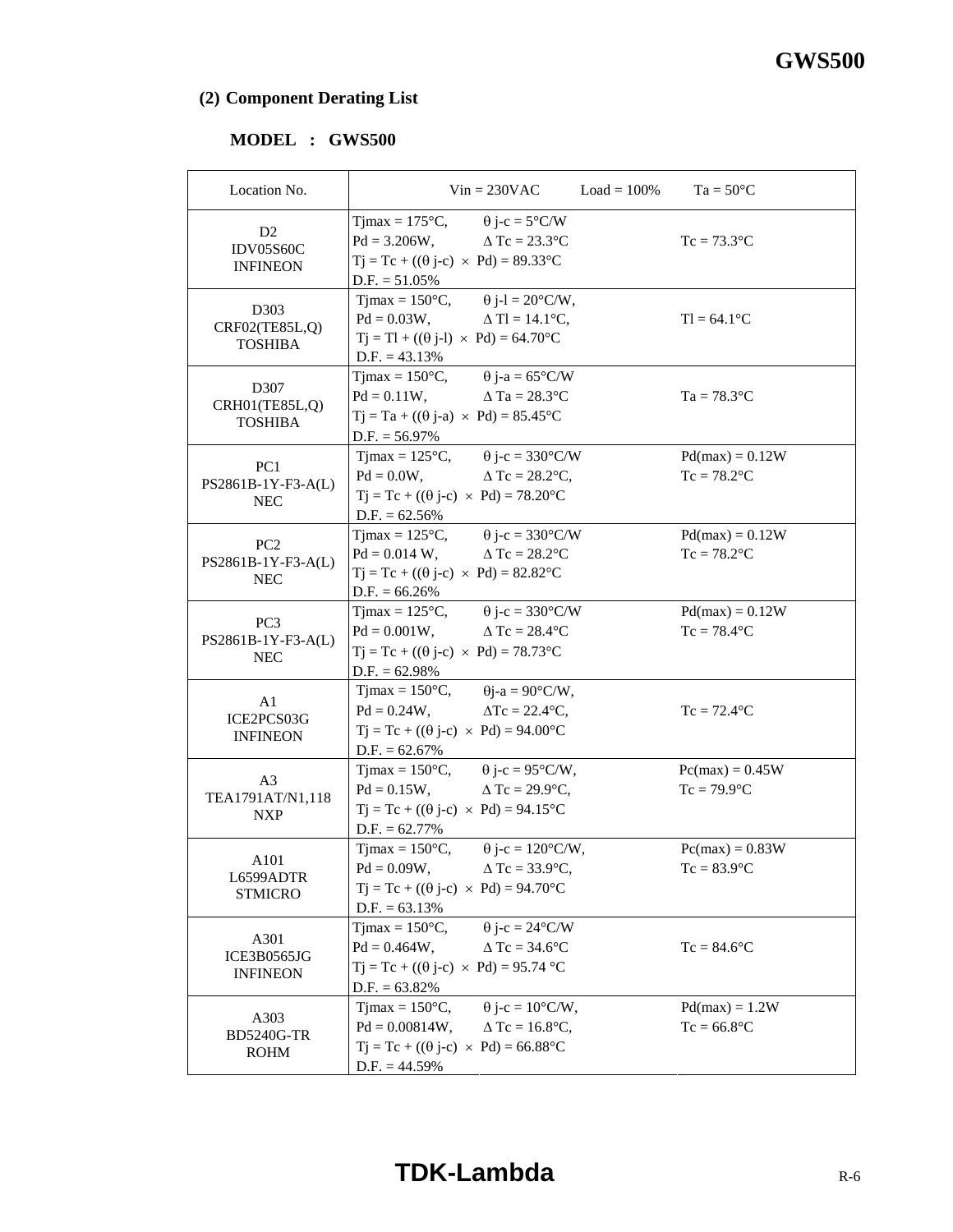## (2) Component Derating List

**MODEL : GWS500**

| Location No. | Vin = 230VAC Load = 100% Ta = 50°C | |
|---|---|---|
| D2<br>IDV05S60C<br>INFINEON | Tjmax = 175°C, θ j-c = 5°C/W<br>Pd = 3.206W, Δ Tc = 23.3°C<br>Tj = Tc + ((θ j-c) × Pd) = 89.33°C<br>D.F. = 51.05% | Tc = 73.3°C |
| D303<br>CRF02(TE85L,Q)<br>TOSHIBA | Tjmax = 150°C, θ j-l = 20°C/W,<br>Pd = 0.03W, Δ Tl = 14.1°C,<br>Tj = Tl + ((θ j-l) × Pd) = 64.70°C<br>D.F. = 43.13% | Tl = 64.1°C |
| D307<br>CRH01(TE85L,Q)<br>TOSHIBA | Tjmax = 150°C, θ j-a = 65°C/W<br>Pd = 0.11W, Δ Ta = 28.3°C<br>Tj = Ta + ((θ j-a) × Pd) = 85.45°C<br>D.F. = 56.97% | Ta = 78.3°C |
| PC1<br>PS2861B-1Y-F3-A(L)<br>NEC | Tjmax = 125°C, θ j-c = 330°C/W<br>Pd = 0.0W, Δ Tc = 28.2°C,<br>Tj = Tc + ((θ j-c) × Pd) = 78.20°C<br>D.F. = 62.56% | Pd(max) = 0.12W<br>Tc = 78.2°C |
| PC2<br>PS2861B-1Y-F3-A(L)<br>NEC | Tjmax = 125°C, θ j-c = 330°C/W<br>Pd = 0.014 W, Δ Tc = 28.2°C<br>Tj = Tc + ((θ j-c) × Pd) = 82.82°C<br>D.F. = 66.26% | Pd(max) = 0.12W<br>Tc = 78.2°C |
| PC3<br>PS2861B-1Y-F3-A(L)<br>NEC | Tjmax = 125°C, θ j-c = 330°C/W<br>Pd = 0.001W, Δ Tc = 28.4°C<br>Tj = Tc + ((θ j-c) × Pd) = 78.73°C<br>D.F. = 62.98% | Pd(max) = 0.12W<br>Tc = 78.4°C |
| A1<br>ICE2PCS03G<br>INFINEON | Tjmax = 150°C, θj-a = 90°C/W,<br>Pd = 0.24W, ΔTc = 22.4°C,<br>Tj = Tc + ((θ j-c) × Pd) = 94.00°C<br>D.F. = 62.67% | Tc = 72.4°C |
| A3<br>TEA1791AT/N1,118<br>NXP | Tjmax = 150°C, θ j-c = 95°C/W,<br>Pd = 0.15W, Δ Tc = 29.9°C,<br>Tj = Tc + ((θ j-c) × Pd) = 94.15°C<br>D.F. = 62.77% | Pc(max) = 0.45W<br>Tc = 79.9°C |
| A101<br>L6599ADTR<br>STMICRO | Tjmax = 150°C, θ j-c = 120°C/W,<br>Pd = 0.09W, Δ Tc = 33.9°C,<br>Tj = Tc + ((θ j-c) × Pd) = 94.70°C<br>D.F. = 63.13% | Pc(max) = 0.83W<br>Tc = 83.9°C |
| A301<br>ICE3B0565JG<br>INFINEON | Tjmax = 150°C, θ j-c = 24°C/W<br>Pd = 0.464W, Δ Tc = 34.6°C<br>Tj = Tc + ((θ j-c) × Pd) = 95.74 °C<br>D.F. = 63.82% | Tc = 84.6°C |
| A303<br>BD5240G-TR<br>ROHM | Tjmax = 150°C, θ j-c = 10°C/W,<br>Pd = 0.00814W, Δ Tc = 16.8°C,<br>Tj = Tc + ((θ j-c) × Pd) = 66.88°C<br>D.F. = 44.59% | Pd(max) = 1.2W<br>Tc = 66.8°C |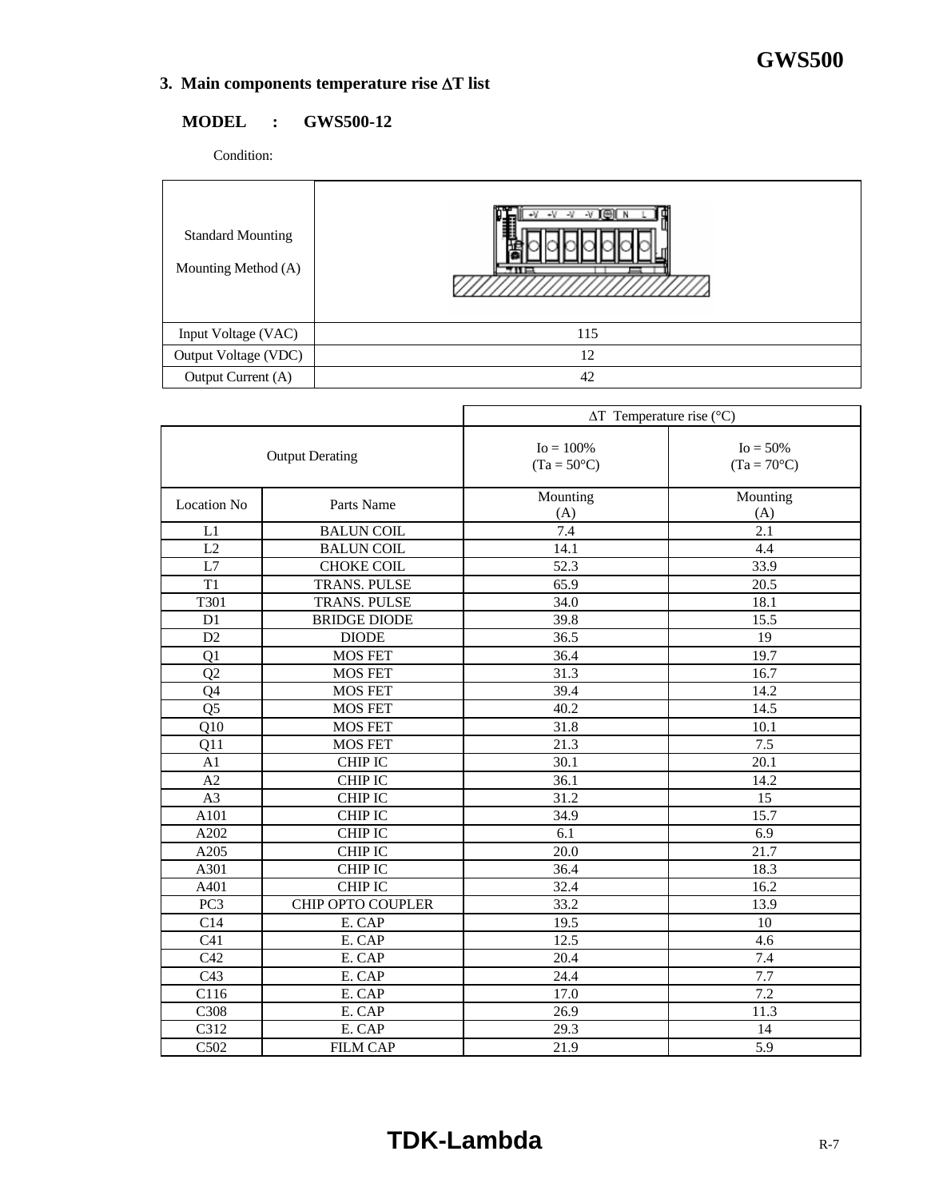## 3. Main components temperature rise ΔT list

**MODEL : GWS500-12**

Condition:

| Standard Mounting Mounting Method (A) | |
|---|---|
| Input Voltage (VAC) | 115 |
| Output Voltage (VDC) | 12 |
| Output Current (A) | 42 |

| | | ΔT Temperature rise (°C) | |
|---|---|---|---|
| Output Derating | | Io = 100% (Ta = 50°C) | Io = 50% (Ta = 70°C) |
| Location No | Parts Name | Mounting (A) | Mounting (A) |
| L1 | BALUN COIL | 7.4 | 2.1 |
| L2 | BALUN COIL | 14.1 | 4.4 |
| L7 | CHOKE COIL | 52.3 | 33.9 |
| T1 | TRANS. PULSE | 65.9 | 20.5 |
| T301 | TRANS. PULSE | 34.0 | 18.1 |
| D1 | BRIDGE DIODE | 39.8 | 15.5 |
| D2 | DIODE | 36.5 | 19 |
| Q1 | MOS FET | 36.4 | 19.7 |
| Q2 | MOS FET | 31.3 | 16.7 |
| Q4 | MOS FET | 39.4 | 14.2 |
| Q5 | MOS FET | 40.2 | 14.5 |
| Q10 | MOS FET | 31.8 | 10.1 |
| Q11 | MOS FET | 21.3 | 7.5 |
| A1 | CHIP IC | 30.1 | 20.1 |
| A2 | CHIP IC | 36.1 | 14.2 |
| A3 | CHIP IC | 31.2 | 15 |
| A101 | CHIP IC | 34.9 | 15.7 |
| A202 | CHIP IC | 6.1 | 6.9 |
| A205 | CHIP IC | 20.0 | 21.7 |
| A301 | CHIP IC | 36.4 | 18.3 |
| A401 | CHIP IC | 32.4 | 16.2 |
| PC3 | CHIP OPTO COUPLER | 33.2 | 13.9 |
| C14 | E. CAP | 19.5 | 10 |
| C41 | E. CAP | 12.5 | 4.6 |
| C42 | E. CAP | 20.4 | 7.4 |
| C43 | E. CAP | 24.4 | 7.7 |
| C116 | E. CAP | 17.0 | 7.2 |
| C308 | E. CAP | 26.9 | 11.3 |
| C312 | E. CAP | 29.3 | 14 |
| C502 | FILM CAP | 21.9 | 5.9 |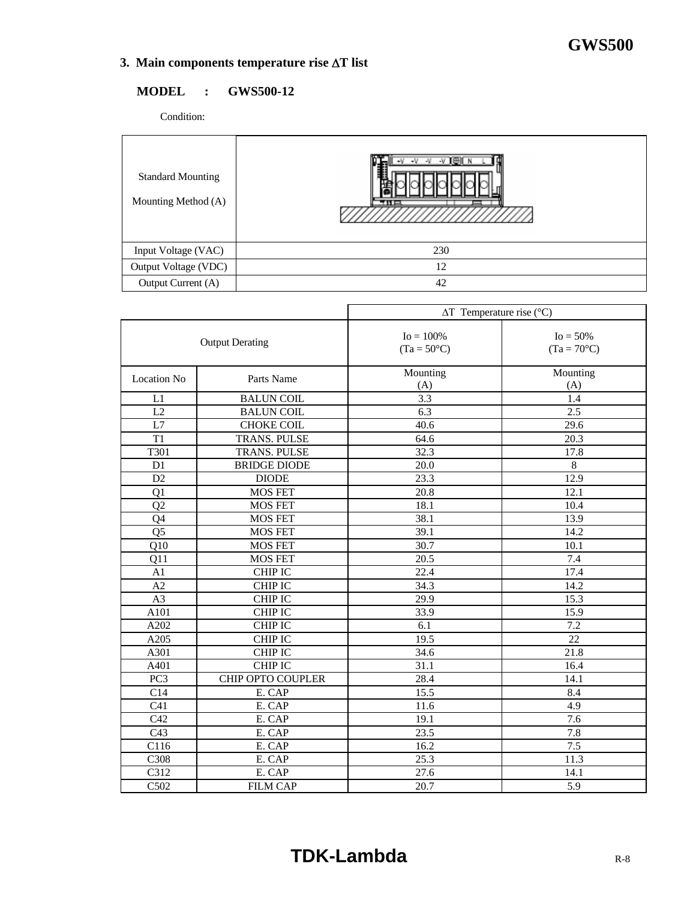## 3. Main components temperature rise ΔT list

**MODEL : GWS500-12**

Condition:

| | |
|---|---|
| Standard Mounting<br>Mounting Method (A) | |
| Input Voltage (VAC) | 230 |
| Output Voltage (VDC) | 12 |
| Output Current (A) | 42 |

| | | ΔT Temperature rise (°C) | |
|---|---|---|---|
| Output Derating | | Io = 100%<br>(Ta = 50°C) | Io = 50%<br>(Ta = 70°C) |
| Location No | Parts Name | Mounting<br>(A) | Mounting<br>(A) |
| L1 | BALUN COIL | 3.3 | 1.4 |
| L2 | BALUN COIL | 6.3 | 2.5 |
| L7 | CHOKE COIL | 40.6 | 29.6 |
| T1 | TRANS. PULSE | 64.6 | 20.3 |
| T301 | TRANS. PULSE | 32.3 | 17.8 |
| D1 | BRIDGE DIODE | 20.0 | 8 |
| D2 | DIODE | 23.3 | 12.9 |
| Q1 | MOS FET | 20.8 | 12.1 |
| Q2 | MOS FET | 18.1 | 10.4 |
| Q4 | MOS FET | 38.1 | 13.9 |
| Q5 | MOS FET | 39.1 | 14.2 |
| Q10 | MOS FET | 30.7 | 10.1 |
| Q11 | MOS FET | 20.5 | 7.4 |
| A1 | CHIP IC | 22.4 | 17.4 |
| A2 | CHIP IC | 34.3 | 14.2 |
| A3 | CHIP IC | 29.9 | 15.3 |
| A101 | CHIP IC | 33.9 | 15.9 |
| A202 | CHIP IC | 6.1 | 7.2 |
| A205 | CHIP IC | 19.5 | 22 |
| A301 | CHIP IC | 34.6 | 21.8 |
| A401 | CHIP IC | 31.1 | 16.4 |
| PC3 | CHIP OPTO COUPLER | 28.4 | 14.1 |
| C14 | E. CAP | 15.5 | 8.4 |
| C41 | E. CAP | 11.6 | 4.9 |
| C42 | E. CAP | 19.1 | 7.6 |
| C43 | E. CAP | 23.5 | 7.8 |
| C116 | E. CAP | 16.2 | 7.5 |
| C308 | E. CAP | 25.3 | 11.3 |
| C312 | E. CAP | 27.6 | 14.1 |
| C502 | FILM CAP | 20.7 | 5.9 |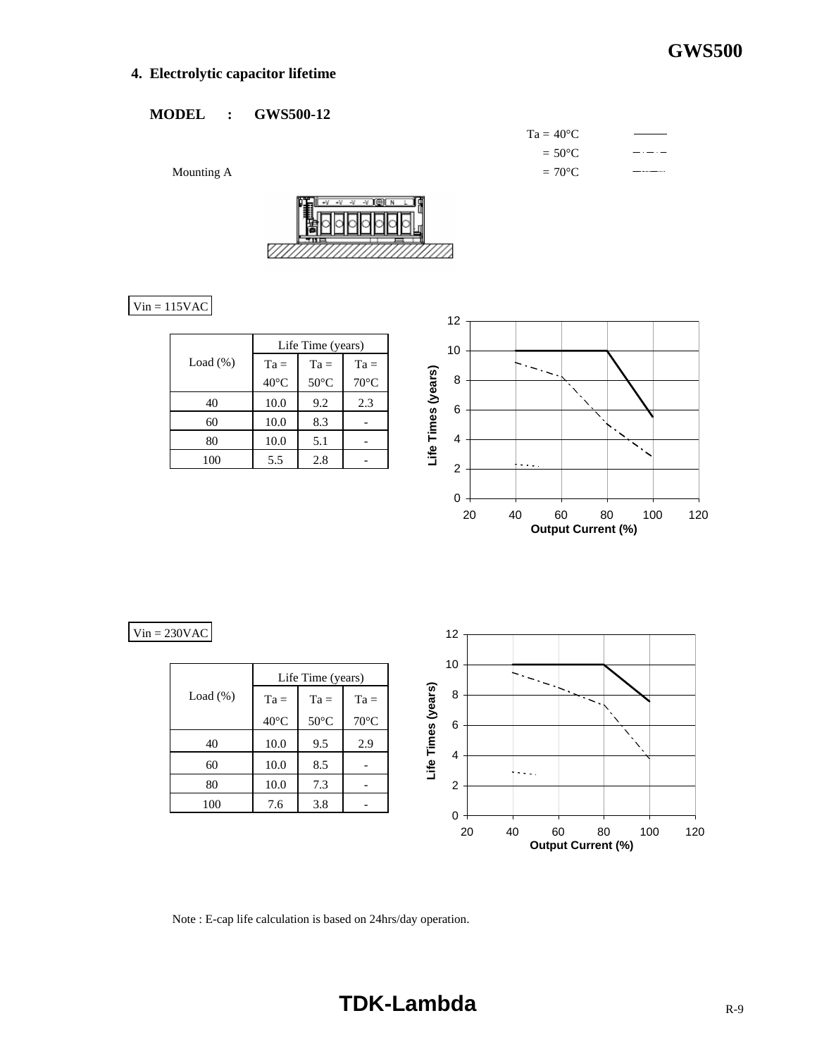## 4. Electrolytic capacitor lifetime

**MODEL : GWS500-12**

Ta = 40°C ———
= 50°C — · — · —
= 70°C — · · —

Mounting A

Vin = 115VAC

| Load (%) | Life Time (years) | | |
|---|---|---|---|
| | Ta = 40°C | Ta = 50°C | Ta = 70°C |
| 40 | 10.0 | 9.2 | 2.3 |
| 60 | 10.0 | 8.3 | - |
| 80 | 10.0 | 5.1 | - |
| 100 | 5.5 | 2.8 | - |

Vin = 230VAC

| Load (%) | Life Time (years) | | |
|---|---|---|---|
| | Ta = 40°C | Ta = 50°C | Ta = 70°C |
| 40 | 10.0 | 9.5 | 2.9 |
| 60 | 10.0 | 8.5 | - |
| 80 | 10.0 | 7.3 | - |
| 100 | 7.6 | 3.8 | - |

Note : E-cap life calculation is based on 24hrs/day operation.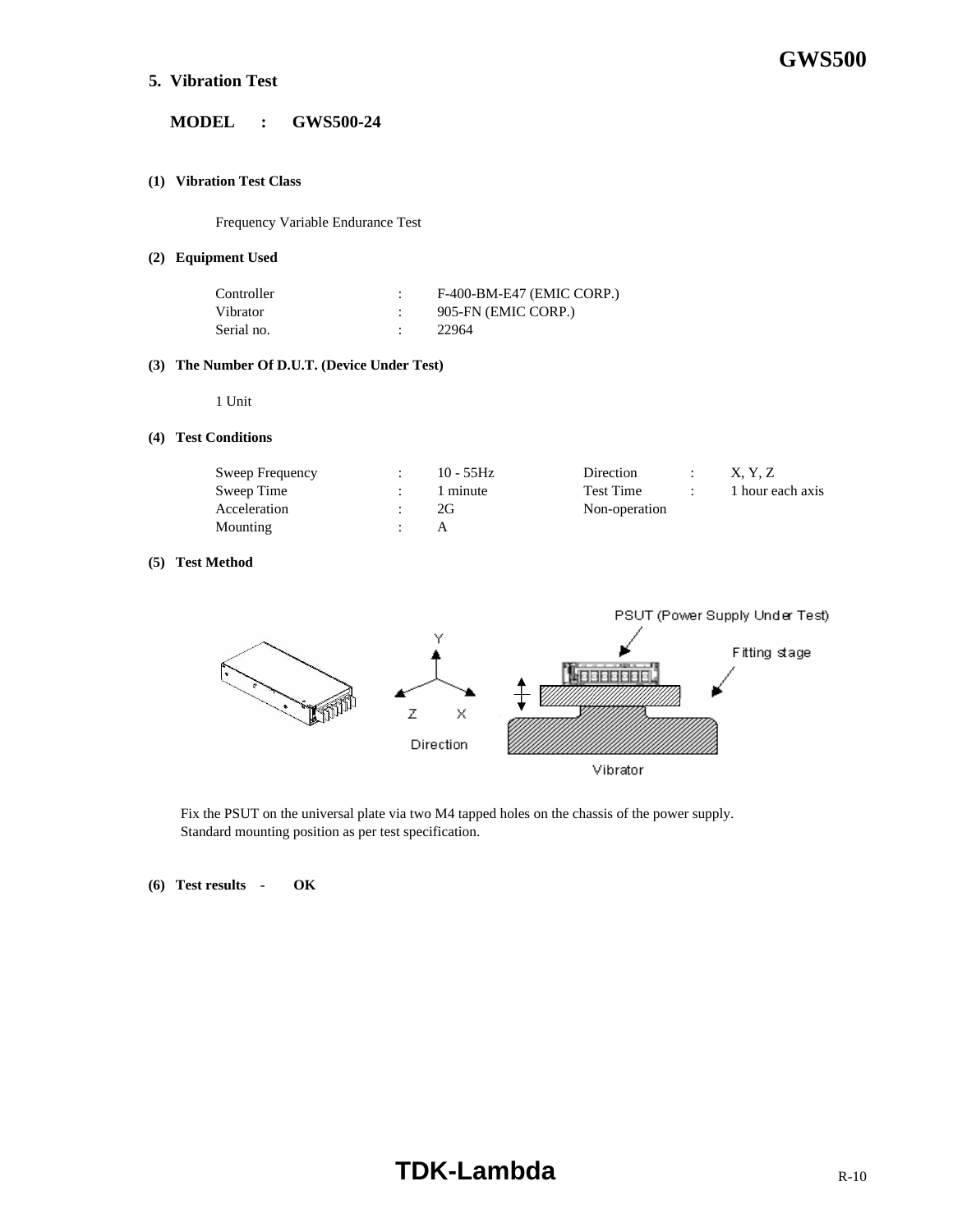## 5. Vibration Test

**MODEL : GWS500-24**

**(1) Vibration Test Class**

Frequency Variable Endurance Test

**(2) Equipment Used**

| | | |
|---|---|---|
| Controller | : | F-400-BM-E47 (EMIC CORP.) |
| Vibrator | : | 905-FN (EMIC CORP.) |
| Serial no. | : | 22964 |

**(3) The Number Of D.U.T. (Device Under Test)**

1 Unit

**(4) Test Conditions**

| | | | | | |
|---|---|---|---|---|---|
| Sweep Frequency | : | 10 - 55Hz | Direction | : | X, Y, Z |
| Sweep Time | : | 1 minute | Test Time | : | 1 hour each axis |
| Acceleration | : | 2G | Non-operation | | |
| Mounting | : | A | | | |

**(5) Test Method**

Fix the PSUT on the universal plate via two M4 tapped holes on the chassis of the power supply.
Standard mounting position as per test specification.

**(6) Test results - OK**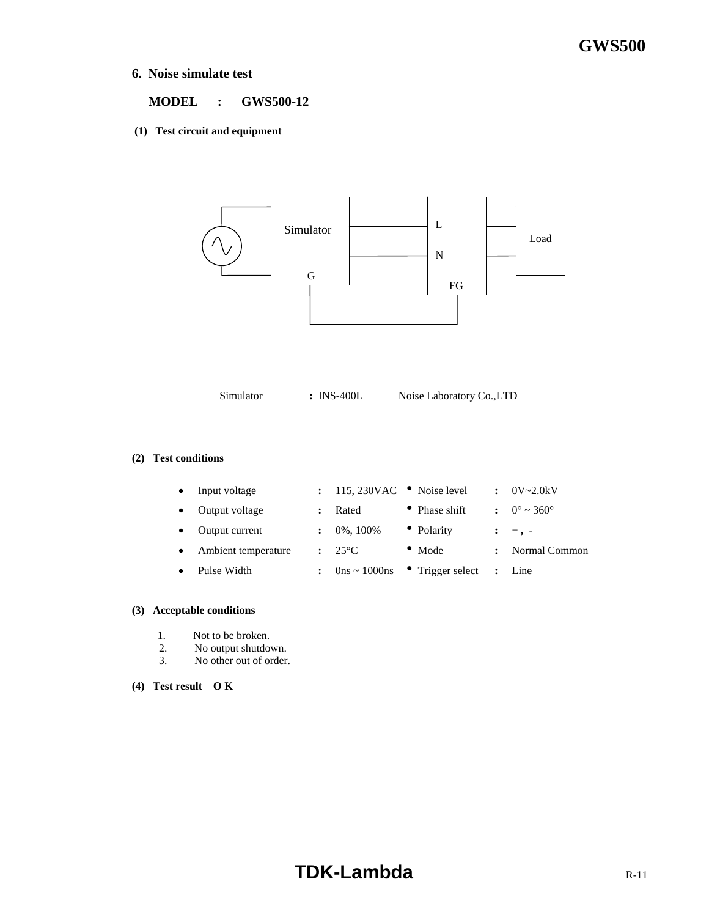## 6. Noise simulate test

**MODEL : GWS500-12**

**(1) Test circuit and equipment**

Simulator : INS-400L Noise Laboratory Co.,LTD

**(2) Test conditions**

- Input voltage : 115, 230VAC
- Output voltage : Rated
- Output current : 0%, 100%
- Ambient temperature : 25°C
- Pulse Width : 0ns ~ 1000ns
- Noise level : 0V~2.0kV
- Phase shift : 0° ~ 360°
- Polarity : + , -
- Mode : Normal Common
- Trigger select : Line

**(3) Acceptable conditions**

1. Not to be broken.
2. No output shutdown.
3. No other out of order.

**(4) Test result O K**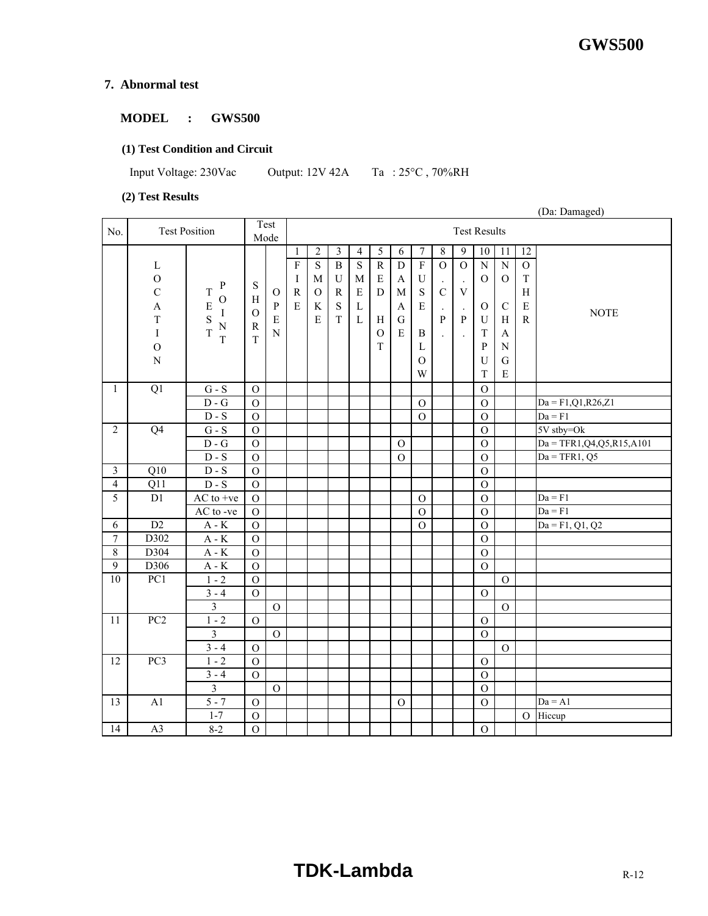## 7. Abnormal test

**MODEL : GWS500**

**(1) Test Condition and Circuit**

Input Voltage: 230Vac  Output: 12V 42A  Ta : 25°C , 70%RH

**(2) Test Results**

(Da: Damaged)

| No. | Test Position | | Test Mode | | Test Results | | | | | | | | | | | | |
|---|---|---|---|---|---|---|---|---|---|---|---|---|---|---|---|---|---|
| | LOCATION | TEST POINT | SHORT | OPEN | 1 FIRE | 2 SMOKE | 3 BURST | 4 SMELL | 5 RED HOT | 6 DAMAGE | 7 FUSE BLOW | 8 O.C.P. | 9 O.V.P. | 10 NO OUTPUT | 11 NO CHANGE | 12 OTHER | NOTE |
| 1 | Q1 | G - S | O | | | | | | | | | | | O | | | |
| | | D - G | O | | | | | | | | O | | | O | | | Da = F1,Q1,R26,Z1 |
| | | D - S | O | | | | | | | | O | | | O | | | Da = F1 |
| 2 | Q4 | G - S | O | | | | | | | | | | | O | | | 5V stby=Ok |
| | | D - G | O | | | | | | | O | | | | O | | | Da = TFR1,Q4,Q5,R15,A101 |
| | | D - S | O | | | | | | | O | | | | O | | | Da = TFR1, Q5 |
| 3 | Q10 | D - S | O | | | | | | | | | | | O | | | |
| 4 | Q11 | D - S | O | | | | | | | | | | | O | | | |
| 5 | D1 | AC to +ve | O | | | | | | | | O | | | O | | | Da = F1 |
| | | AC to -ve | O | | | | | | | | O | | | O | | | Da = F1 |
| 6 | D2 | A - K | O | | | | | | | | O | | | O | | | Da = F1, Q1, Q2 |
| 7 | D302 | A - K | O | | | | | | | | | | | O | | | |
| 8 | D304 | A - K | O | | | | | | | | | | | O | | | |
| 9 | D306 | A - K | O | | | | | | | | | | | O | | | |
| 10 | PC1 | 1 - 2 | O | | | | | | | | | | | | O | | |
| | | 3 - 4 | O | | | | | | | | | | | O | | | |
| | | 3 | | O | | | | | | | | | | | O | | |
| 11 | PC2 | 1 - 2 | O | | | | | | | | | | | O | | | |
| | | 3 | | O | | | | | | | | | | O | | | |
| | | 3 - 4 | O | | | | | | | | | | | | O | | |
| 12 | PC3 | 1 - 2 | O | | | | | | | | | | | O | | | |
| | | 3 - 4 | O | | | | | | | | | | | O | | | |
| | | 3 | | O | | | | | | | | | | O | | | |
| 13 | A1 | 5 - 7 | O | | | | | | | O | | | | O | | | Da = A1 |
| | | 1-7 | O | | | | | | | | | | | | | O | Hiccup |
| 14 | A3 | 8-2 | O | | | | | | | | | | | O | | | |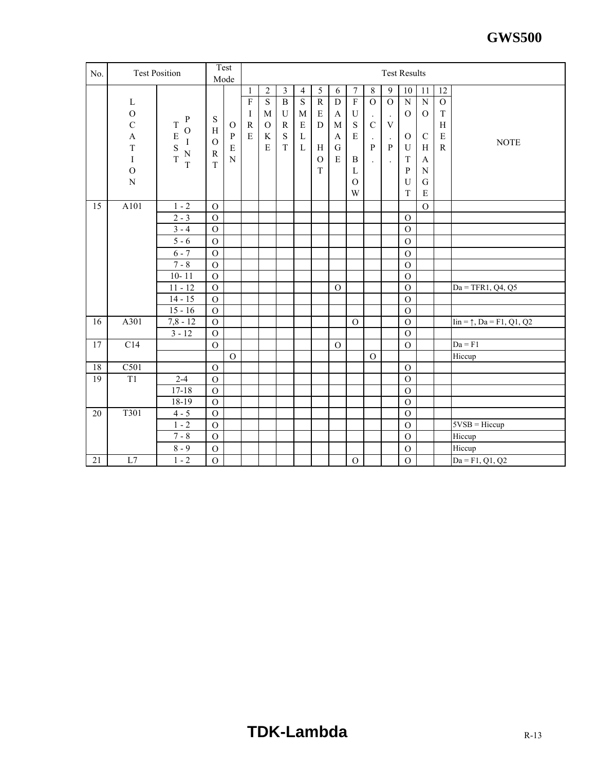| No. | Test Position | | Test Mode | | Test Results | | | | | | | | | | | | |
|---|---|---|---|---|---|---|---|---|---|---|---|---|---|---|---|---|---|
| | LOCATION | TEST POINT | SHORT | OPEN | 1 FIRE | 2 SMOKE | 3 BURST | 4 SMELL | 5 RED HOT | 6 DAMAGE | 7 FUSE BLOW | 8 O.C.P. | 9 O.V.P. | 10 NO OUTPUT | 11 NO CHANGE | 12 OTHER | NOTE |
| 15 | A101 | 1 - 2 | O | | | | | | | | | | | | O | | |
| | | 2 - 3 | O | | | | | | | | | | | O | | | |
| | | 3 - 4 | O | | | | | | | | | | | O | | | |
| | | 5 - 6 | O | | | | | | | | | | | O | | | |
| | | 6 - 7 | O | | | | | | | | | | | O | | | |
| | | 7 - 8 | O | | | | | | | | | | | O | | | |
| | | 10- 11 | O | | | | | | | | | | | O | | | |
| | | 11 - 12 | O | | | | | | | O | | | | O | | | Da = TFR1, Q4, Q5 |
| | | 14 - 15 | O | | | | | | | | | | | O | | | |
| | | 15 - 16 | O | | | | | | | | | | | O | | | |
| 16 | A301 | 7,8 - 12 | O | | | | | | | | O | | | O | | | Iin = ↑, Da = F1, Q1, Q2 |
| | | 3 - 12 | O | | | | | | | | | | | O | | | |
| 17 | C14 | | O | | | | | | | O | | | | O | | | Da = F1 |
| | | | | O | | | | | | | | O | | | | | Hiccup |
| 18 | C501 | | O | | | | | | | | | | | O | | | |
| 19 | T1 | 2-4 | O | | | | | | | | | | | O | | | |
| | | 17-18 | O | | | | | | | | | | | O | | | |
| | | 18-19 | O | | | | | | | | | | | O | | | |
| 20 | T301 | 4 - 5 | O | | | | | | | | | | | O | | | |
| | | 1 - 2 | O | | | | | | | | | | | O | | | 5VSB = Hiccup |
| | | 7 - 8 | O | | | | | | | | | | | O | | | Hiccup |
| | | 8 - 9 | O | | | | | | | | | | | O | | | Hiccup |
| 21 | L7 | 1 - 2 | O | | | | | | | | O | | | O | | | Da = F1, Q1, Q2 |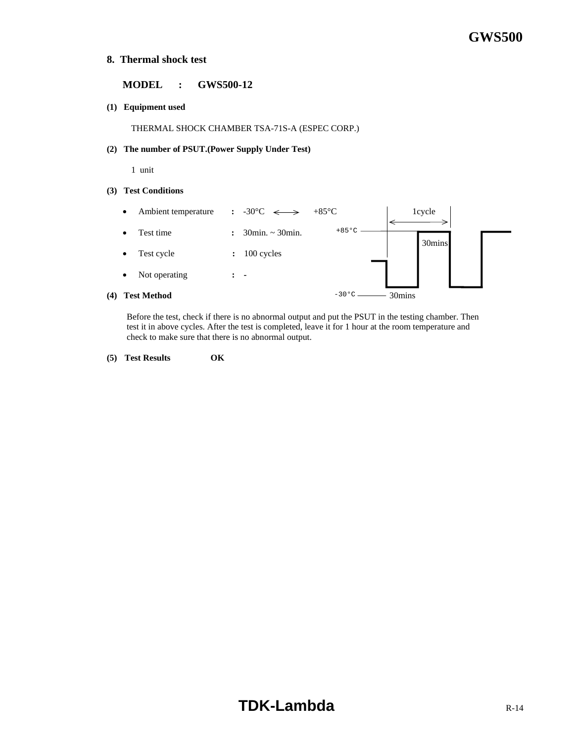## 8. Thermal shock test

**MODEL : GWS500-12**

**(1) Equipment used**

THERMAL SHOCK CHAMBER TSA-71S-A (ESPEC CORP.)

**(2) The number of PSUT.(Power Supply Under Test)**

1 unit

**(3) Test Conditions**

- Ambient temperature : -30°C ⟷ +85°C
- Test time : 30min. ~ 30min.
- Test cycle : 100 cycles
- Not operating : -

1cycle

+85°C

30mins

-30°C

30mins

**(4) Test Method**

Before the test, check if there is no abnormal output and put the PSUT in the testing chamber. Then test it in above cycles. After the test is completed, leave it for 1 hour at the room temperature and check to make sure that there is no abnormal output.

**(5) Test Results** **OK**